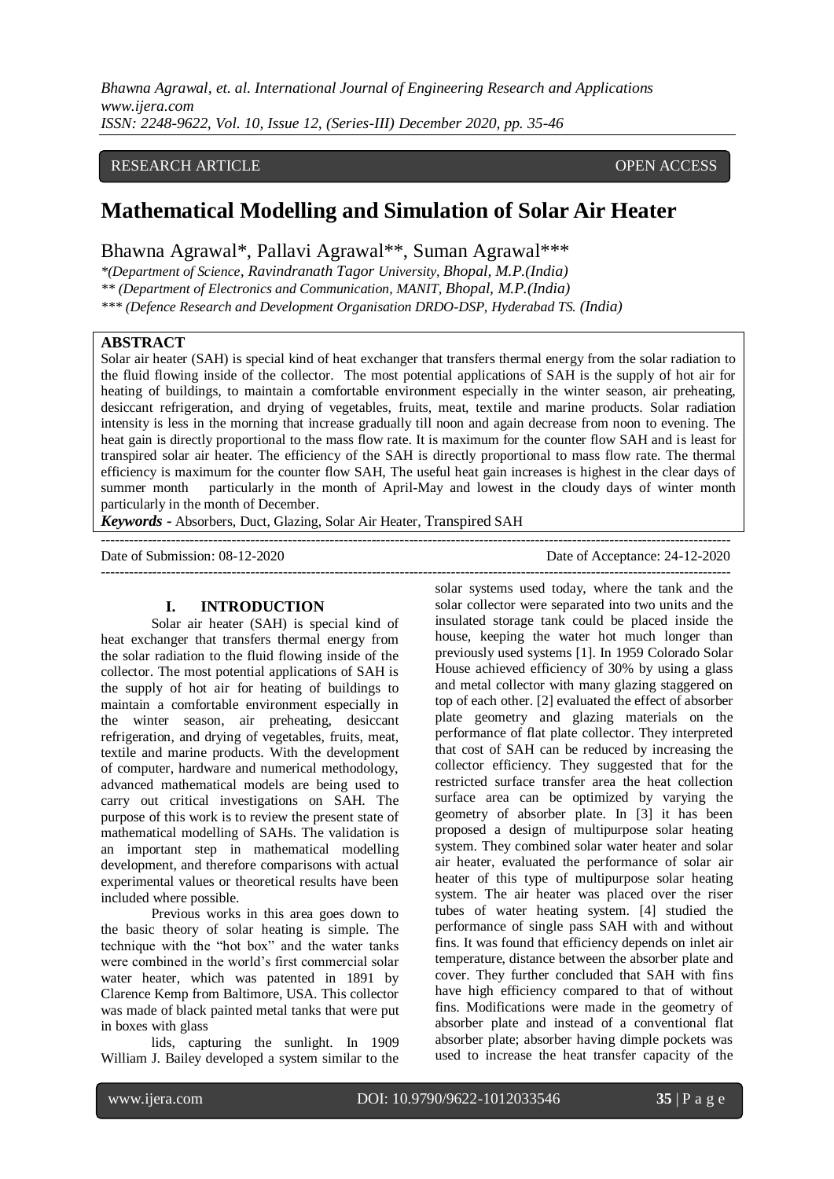RESEARCH ARTICLE OPEN ACCESS

# Mathematical Modelling and Simulation of Solar Air Heater

Bhawna Agrawal*, Pallavi Agrawal**, Suman Agrawal***

*(Department of Science, Ravindranath Tagor University, Bhopal, M.P.(India)
** (Department of Electronics and Communication, MANIT, Bhopal, M.P.(India)
*** (Defence Research and Development Organisation DRDO-DSP, Hyderabad TS. (India)

## ABSTRACT

Solar air heater (SAH) is special kind of heat exchanger that transfers thermal energy from the solar radiation to the fluid flowing inside of the collector. The most potential applications of SAH is the supply of hot air for heating of buildings, to maintain a comfortable environment especially in the winter season, air preheating, desiccant refrigeration, and drying of vegetables, fruits, meat, textile and marine products. Solar radiation intensity is less in the morning that increase gradually till noon and again decrease from noon to evening. The heat gain is directly proportional to the mass flow rate. It is maximum for the counter flow SAH and is least for transpired solar air heater. The efficiency of the SAH is directly proportional to mass flow rate. The thermal efficiency is maximum for the counter flow SAH, The useful heat gain increases is highest in the clear days of summer month particularly in the month of April-May and lowest in the cloudy days of winter month particularly in the month of December.

***Keywords -*** Absorbers, Duct, Glazing, Solar Air Heater, Transpired SAH

Date of Submission: 08-12-2020 Date of Acceptance: 24-12-2020

## I. INTRODUCTION

Solar air heater (SAH) is special kind of heat exchanger that transfers thermal energy from the solar radiation to the fluid flowing inside of the collector. The most potential applications of SAH is the supply of hot air for heating of buildings to maintain a comfortable environment especially in the winter season, air preheating, desiccant refrigeration, and drying of vegetables, fruits, meat, textile and marine products. With the development of computer, hardware and numerical methodology, advanced mathematical models are being used to carry out critical investigations on SAH. The purpose of this work is to review the present state of mathematical modelling of SAHs. The validation is an important step in mathematical modelling development, and therefore comparisons with actual experimental values or theoretical results have been included where possible.

Previous works in this area goes down to the basic theory of solar heating is simple. The technique with the "hot box" and the water tanks were combined in the world's first commercial solar water heater, which was patented in 1891 by Clarence Kemp from Baltimore, USA. This collector was made of black painted metal tanks that were put in boxes with glass lids, capturing the sunlight. In 1909 William J. Bailey developed a system similar to the solar systems used today, where the tank and the solar collector were separated into two units and the insulated storage tank could be placed inside the house, keeping the water hot much longer than previously used systems [1]. In 1959 Colorado Solar House achieved efficiency of 30% by using a glass and metal collector with many glazing staggered on top of each other. [2] evaluated the effect of absorber plate geometry and glazing materials on the performance of flat plate collector. They interpreted that cost of SAH can be reduced by increasing the collector efficiency. They suggested that for the restricted surface transfer area the heat collection surface area can be optimized by varying the geometry of absorber plate. In [3] it has been proposed a design of multipurpose solar heating system. They combined solar water heater and solar air heater, evaluated the performance of solar air heater of this type of multipurpose solar heating system. The air heater was placed over the riser tubes of water heating system. [4] studied the performance of single pass SAH with and without fins. It was found that efficiency depends on inlet air temperature, distance between the absorber plate and cover. They further concluded that SAH with fins have high efficiency compared to that of without fins. Modifications were made in the geometry of absorber plate and instead of a conventional flat absorber plate; absorber having dimple pockets was used to increase the heat transfer capacity of the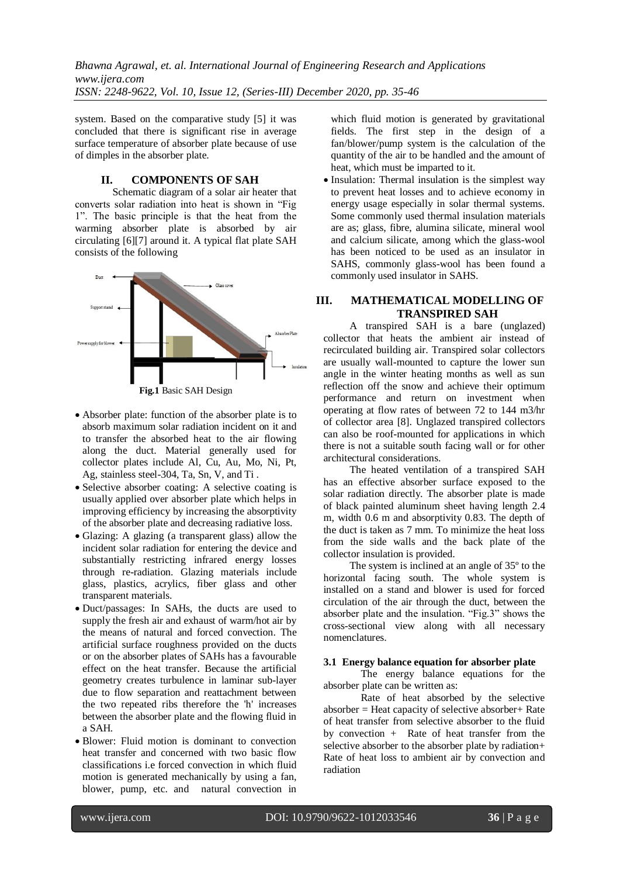system. Based on the comparative study [5] it was concluded that there is significant rise in average surface temperature of absorber plate because of use of dimples in the absorber plate.

## II. COMPONENTS OF SAH

Schematic diagram of a solar air heater that converts solar radiation into heat is shown in "Fig 1". The basic principle is that the heat from the warming absorber plate is absorbed by air circulating [6][7] around it. A typical flat plate SAH consists of the following

**Fig.1** Basic SAH Design

- Absorber plate: function of the absorber plate is to absorb maximum solar radiation incident on it and to transfer the absorbed heat to the air flowing along the duct. Material generally used for collector plates include Al, Cu, Au, Mo, Ni, Pt, Ag, stainless steel-304, Ta, Sn, V, and Ti .
- Selective absorber coating: A selective coating is usually applied over absorber plate which helps in improving efficiency by increasing the absorptivity of the absorber plate and decreasing radiative loss.
- Glazing: A glazing (a transparent glass) allow the incident solar radiation for entering the device and substantially restricting infrared energy losses through re-radiation. Glazing materials include glass, plastics, acrylics, fiber glass and other transparent materials.
- Duct/passages: In SAHs, the ducts are used to supply the fresh air and exhaust of warm/hot air by the means of natural and forced convection. The artificial surface roughness provided on the ducts or on the absorber plates of SAHs has a favourable effect on the heat transfer. Because the artificial geometry creates turbulence in laminar sub-layer due to flow separation and reattachment between the two repeated ribs therefore the 'h' increases between the absorber plate and the flowing fluid in a SAH.
- Blower: Fluid motion is dominant to convection heat transfer and concerned with two basic flow classifications i.e forced convection in which fluid motion is generated mechanically by using a fan, blower, pump, etc. and natural convection in which fluid motion is generated by gravitational fields. The first step in the design of a fan/blower/pump system is the calculation of the quantity of the air to be handled and the amount of heat, which must be imparted to it.
- Insulation: Thermal insulation is the simplest way to prevent heat losses and to achieve economy in energy usage especially in solar thermal systems. Some commonly used thermal insulation materials are as; glass, fibre, alumina silicate, mineral wool and calcium silicate, among which the glass-wool has been noticed to be used as an insulator in SAHS, commonly glass-wool has been found a commonly used insulator in SAHS.

## III. MATHEMATICAL MODELLING OF TRANSPIRED SAH

A transpired SAH is a bare (unglazed) collector that heats the ambient air instead of recirculated building air. Transpired solar collectors are usually wall-mounted to capture the lower sun angle in the winter heating months as well as sun reflection off the snow and achieve their optimum performance and return on investment when operating at flow rates of between 72 to 144 m3/hr of collector area [8]. Unglazed transpired collectors can also be roof-mounted for applications in which there is not a suitable south facing wall or for other architectural considerations.

The heated ventilation of a transpired SAH has an effective absorber surface exposed to the solar radiation directly. The absorber plate is made of black painted aluminum sheet having length 2.4 m, width 0.6 m and absorptivity 0.83. The depth of the duct is taken as 7 mm. To minimize the heat loss from the side walls and the back plate of the collector insulation is provided.

The system is inclined at an angle of 35º to the horizontal facing south. The whole system is installed on a stand and blower is used for forced circulation of the air through the duct, between the absorber plate and the insulation. "Fig.3" shows the cross-sectional view along with all necessary nomenclatures.

### 3.1 Energy balance equation for absorber plate

The energy balance equations for the absorber plate can be written as:

Rate of heat absorbed by the selective absorber = Heat capacity of selective absorber+ Rate of heat transfer from selective absorber to the fluid by convection + Rate of heat transfer from the selective absorber to the absorber plate by radiation+ Rate of heat loss to ambient air by convection and radiation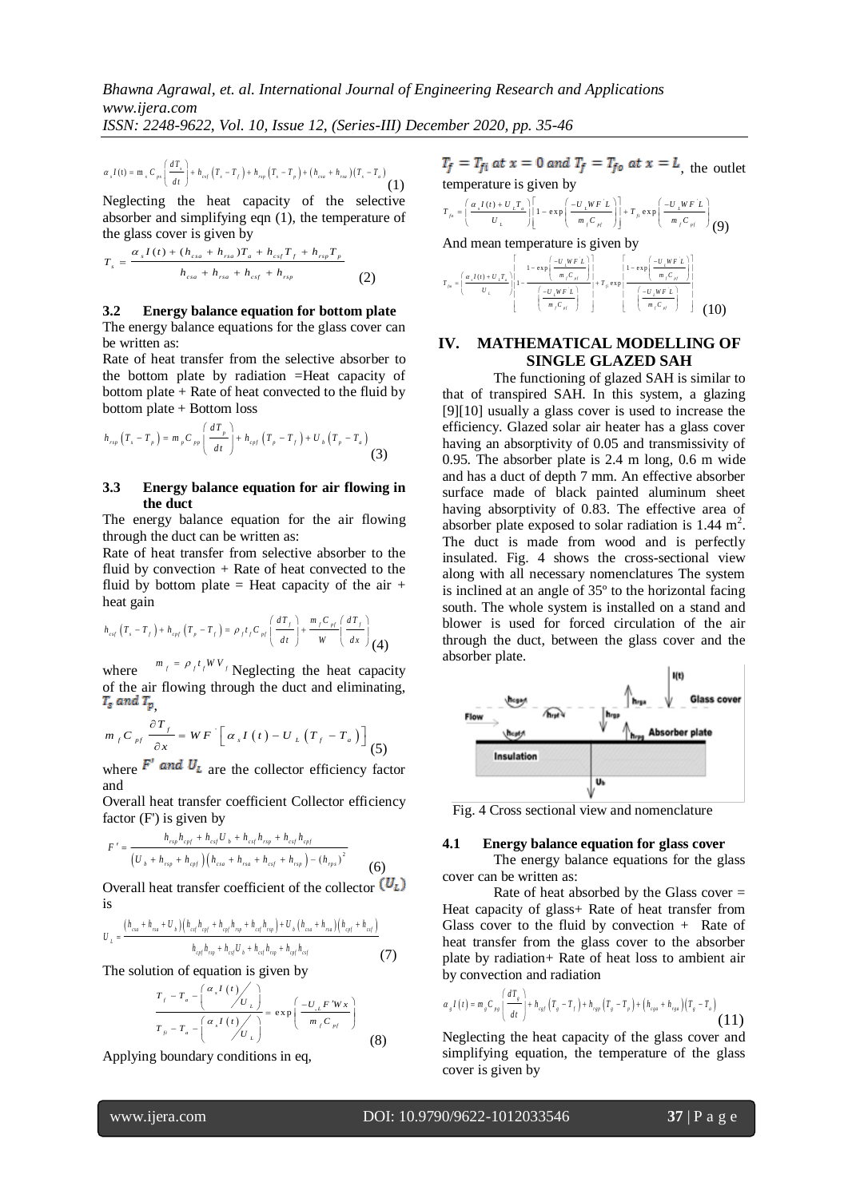$$\alpha_s I(t) = m_s C_{ps}\left(\frac{dT_s}{dt}\right) + h_{csf}\left(T_s - T_f\right) + h_{rsp}\left(T_s - T_p\right) + \left(h_{csa} + h_{rsa}\right)\left(T_s - T_a\right) \quad (1)$$

Neglecting the heat capacity of the selective absorber and simplifying eqn (1), the temperature of the glass cover is given by

$$T_s = \frac{\alpha_s I(t) + (h_{csa} + h_{rsa})T_a + h_{csf}T_f + h_{rsp}T_p}{h_{csa} + h_{rsa} + h_{csf} + h_{rsp}} \quad (2)$$

### 3.2 Energy balance equation for bottom plate

The energy balance equations for the glass cover can be written as:

Rate of heat transfer from the selective absorber to the bottom plate by radiation =Heat capacity of bottom plate + Rate of heat convected to the fluid by bottom plate + Bottom loss

$$h_{rsp}\left(T_s - T_p\right) = m_p C_{pp}\left(\frac{dT_p}{dt}\right) + h_{cpf}\left(T_p - T_f\right) + U_b\left(T_p - T_a\right) \quad (3)$$

### 3.3 Energy balance equation for air flowing in the duct

The energy balance equation for the air flowing through the duct can be written as:

Rate of heat transfer from selective absorber to the fluid by convection + Rate of heat convected to the fluid by bottom plate = Heat capacity of the air + heat gain

$$h_{csf}\left(T_s - T_f\right) + h_{cpf}\left(T_p - T_f\right) = \rho_f t_f C_{pf}\left(\frac{dT_f}{dt}\right) + \frac{m_f C_{pf}}{W}\left(\frac{dT_f}{dx}\right) \quad (4)$$

where $m_f = \rho_f t_f W V_f$ Neglecting the heat capacity of the air flowing through the duct and eliminating, $T_s$ and $T_p$,

$$m_f C_{pf}\frac{\partial T_f}{\partial x} = WF'\left[\alpha_s I(t) - U_L\left(T_f - T_a\right)\right] \quad (5)$$

where $F'$ and $U_L$ are the collector efficiency factor and

Overall heat transfer coefficient Collector efficiency factor (F') is given by

$$F' = \frac{h_{rsp}h_{cpf} + h_{csf}U_b + h_{csf}h_{rsp} + h_{csf}h_{cpf}}{\left(U_b + h_{rsp} + h_{cpf}\right)\left(h_{csa} + h_{rsa} + h_{csf} + h_{rsp}\right) - (h_{rps})^2} \quad (6)$$

Overall heat transfer coefficient of the collector $(U_L)$ is

$$U_L = \frac{\left(h_{csa} + h_{rsa} + U_b\right)\left(h_{csf}h_{cpf} + h_{cpf}h_{rsp} + h_{csf}h_{rsp}\right) + U_b\left(h_{csa} + h_{rsa}\right)\left(h_{cpf} + h_{csf}\right)}{h_{cpf}h_{rsp} + h_{csf}U_b + h_{csf}h_{rsp} + h_{cpf}h_{csf}} \quad (7)$$

The solution of equation is given by

$$\frac{T_f - T_a - \left(\alpha_s I(t)/U_L\right)}{T_{fi} - T_a - \left(\alpha_s I(t)/U_L\right)} = \exp\left(\frac{-U_L F' W x}{m_f C_{pf}}\right) \quad (8)$$

Applying boundary conditions in eq,

$T_f = T_{fi}$ at $x = 0$ and $T_f = T_{fo}$ at $x = L$, the outlet temperature is given by

$$T_{fo} = \left(\frac{\alpha_s I(t) + U_L T_a}{U_L}\right)\left[1 - \exp\left(\frac{-U_L W F' L}{m_f C_{pf}}\right)\right] + T_{fi}\exp\left(\frac{-U_L W F' L}{m_f C_{pf}}\right) \quad (9)$$

And mean temperature is given by

$$T_{fm} = \left(\frac{\alpha_s I(t) + U_L T_a}{U_L}\right)\left[1 - \frac{1 - \exp\left(\frac{-U_L W F' L}{m_f C_{pf}}\right)}{\left(\frac{-U_L W F' L}{m_f C_{pf}}\right)}\right] + T_{fi}\exp\left[\frac{1 - \exp\left(\frac{-U_L W F' L}{m_f C_{pf}}\right)}{\left(\frac{-U_L W F' L}{m_f C_{pf}}\right)}\right] \quad (10)$$

## IV. MATHEMATICAL MODELLING OF SINGLE GLAZED SAH

The functioning of glazed SAH is similar to that of transpired SAH. In this system, a glazing [9][10] usually a glass cover is used to increase the efficiency. Glazed solar air heater has a glass cover having an absorptivity of 0.05 and transmissivity of 0.95. The absorber plate is 2.4 m long, 0.6 m wide and has a duct of depth 7 mm. An effective absorber surface made of black painted aluminum sheet having absorptivity of 0.83. The effective area of absorber plate exposed to solar radiation is 1.44 m$^2$. The duct is made from wood and is perfectly insulated. Fig. 4 shows the cross-sectional view along with all necessary nomenclatures The system is inclined at an angle of 35º to the horizontal facing south. The whole system is installed on a stand and blower is used for forced circulation of the air through the duct, between the glass cover and the absorber plate.

Fig. 4 Cross sectional view and nomenclature

### 4.1 Energy balance equation for glass cover

The energy balance equations for the glass cover can be written as:

Rate of heat absorbed by the Glass cover = Heat capacity of glass+ Rate of heat transfer from Glass cover to the fluid by convection + Rate of heat transfer from the glass cover to the absorber plate by radiation+ Rate of heat loss to ambient air by convection and radiation

$$\alpha_g I(t) = m_g C_{pg}\left(\frac{dT_g}{dt}\right) + h_{cgf}\left(T_g - T_f\right) + h_{rgp}\left(T_g - T_p\right) + \left(h_{cga} + h_{rga}\right)\left(T_g - T_a\right) \quad (11)$$

Neglecting the heat capacity of the glass cover and simplifying equation, the temperature of the glass cover is given by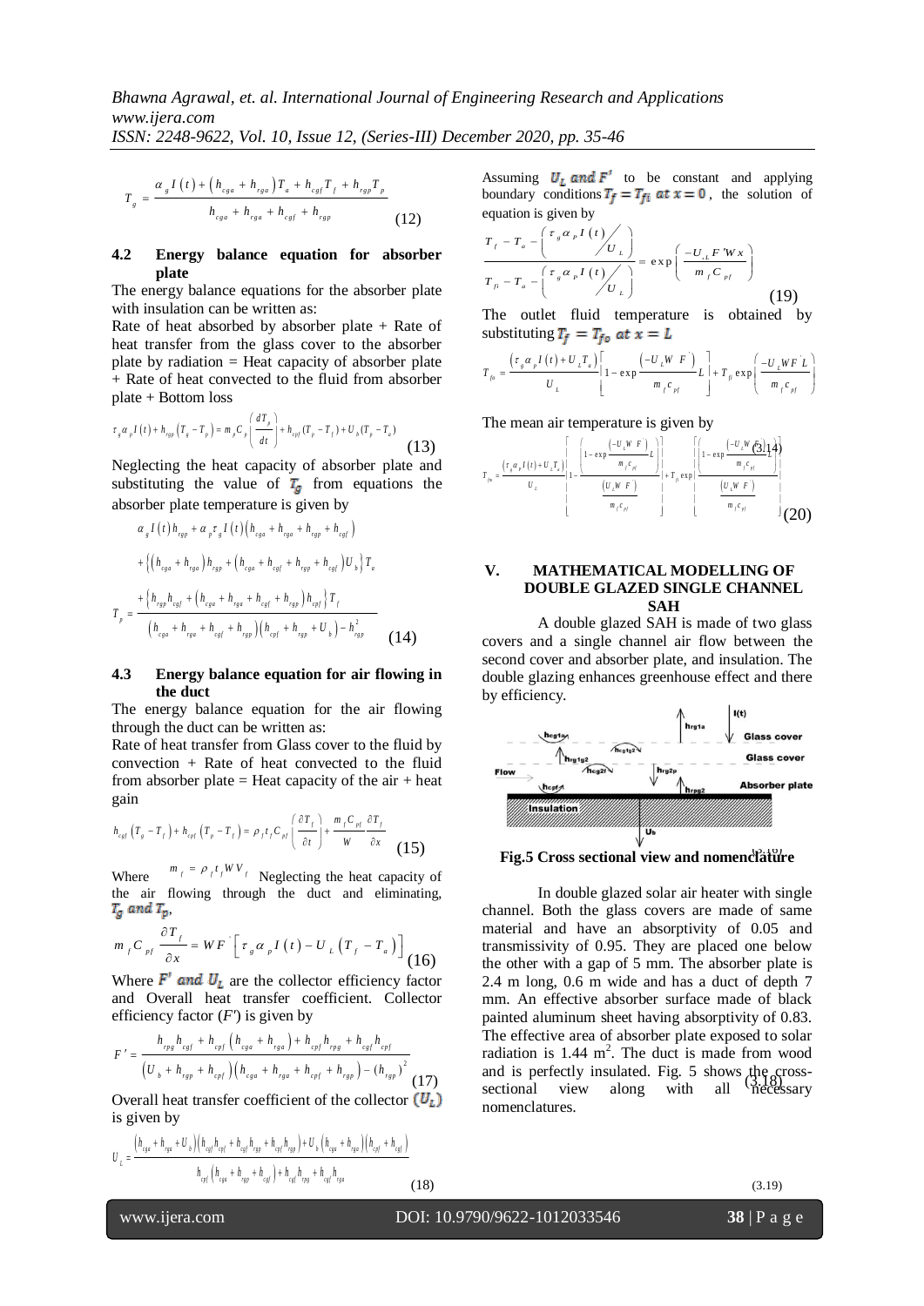$$T_g = \frac{\alpha_g I(t) + (h_{cga} + h_{rga}) T_a + h_{cgf} T_f + h_{rgp} T_p}{h_{cga} + h_{rga} + h_{cgf} + h_{rgp}} \quad (12)$$

### 4.2 Energy balance equation for absorber plate

The energy balance equations for the absorber plate with insulation can be written as:

Rate of heat absorbed by absorber plate + Rate of heat transfer from the glass cover to the absorber plate by radiation = Heat capacity of absorber plate + Rate of heat convected to the fluid from absorber plate + Bottom loss

$$\tau_g \alpha_p I(t) + h_{rgp}(T_g - T_p) = m_p C_p \left(\frac{dT_p}{dt}\right) + h_{cpf}(T_p - T_f) + U_b(T_p - T_a) \quad (13)$$

Neglecting the heat capacity of absorber plate and substituting the value of $T_g$ from equations the absorber plate temperature is given by

$$T_p = \frac{\alpha_g I(t) h_{rgp} + \alpha_p \tau_g I(t)(h_{cga} + h_{rga} + h_{rgp} + h_{cgf}) + \{(h_{cga} + h_{rga}) h_{rgp} + (h_{cga} + h_{cgf} + h_{rgp} + h_{cgf}) U_b\} T_a + \{h_{rgp} h_{cgf} + (h_{cga} + h_{rga} + h_{cgf} + h_{rgp}) h_{cpf}\} T_f}{(h_{cga} + h_{rga} + h_{cgf} + h_{rgp})(h_{cpf} + h_{rgp} + U_b) - h_{rgp}^2} \quad (14)$$

### 4.3 Energy balance equation for air flowing in the duct

The energy balance equation for the air flowing through the duct can be written as:

Rate of heat transfer from Glass cover to the fluid by convection + Rate of heat convected to the fluid from absorber plate = Heat capacity of the air + heat gain

$$h_{cgf}(T_g - T_f) + h_{cpf}(T_p - T_f) = \rho_f t_f C_{pf}\left(\frac{\partial T_f}{\partial t}\right) + \frac{m_f C_{pf}}{W}\frac{\partial T_f}{\partial x} \quad (15)$$

Where $m_f = \rho_f t_f W V_f$ Neglecting the heat capacity of the air flowing through the duct and eliminating, $T_g$ and $T_p$,

$$m_f C_{pf} \frac{\partial T_f}{\partial x} = W F' \left[\tau_g \alpha_p I(t) - U_L (T_f - T_a)\right] \quad (16)$$

Where $F'$ and $U_L$ are the collector efficiency factor and Overall heat transfer coefficient. Collector efficiency factor ($F'$) is given by

$$F' = \frac{h_{rpg} h_{cgf} + h_{cpf}(h_{cga} + h_{rga}) + h_{cpf} h_{rpg} + h_{cgf} h_{cpf}}{(U_b + h_{rgp} + h_{cpf})(h_{cga} + h_{rga} + h_{cpf} + h_{rgp}) - (h_{rgp})^2} \quad (17)$$

Overall heat transfer coefficient of the collector $(U_L)$ is given by

$$U_L = \frac{(h_{cga} + h_{rga} + U_b)(h_{cgf} h_{cpf} + h_{cgf} h_{rgp} + h_{cpf} h_{rgp}) + U_b(h_{cga} + h_{rga})(h_{cpf} + h_{cgf})}{h_{cpf}(h_{cga} + h_{rga} + h_{cgf}) + h_{cgf} h_{rpg} + h_{cgf} h_{rga}} \quad (18)$$

Assuming $U_L$ and $F'$ to be constant and applying boundary conditions $T_f = T_{fi}$ at $x = 0$, the solution of equation is given by

$$\frac{T_f - T_a - \left(\frac{\tau_g \alpha_p I(t)}{U_L}\right)}{T_{fi} - T_a - \left(\frac{\tau_g \alpha_p I(t)}{U_L}\right)} = \exp\left(\frac{-U_L F' W x}{m_f C_{pf}}\right) \quad (19)$$

The outlet fluid temperature is obtained by substituting $T_f = T_{fo}$ at $x = L$

$$T_{fo} = \frac{(\tau_g \alpha_p I(t) + U_L T_a)}{U_L}\left[1 - \exp\frac{(-U_L W F')}{m_f c_{pf}} L\right] + T_{fi}\exp\left(\frac{-U_L W F' L}{m_f c_{pf}}\right)$$

The mean air temperature is given by

$$T_{fm} = \frac{(\tau_g \alpha_p I(t) + U_L T_a)}{U_L}\left[1 - \frac{\left(1 - \exp\frac{(-U_L W F')}{m_f c_{pf}} L\right)}{\frac{(U_L W F')}{m_f c_{pf}}}\right] + T_{fi}\exp\left[\frac{\left(1 - \exp\frac{(-U_L W F')}{m_f c_{pf}} L\right)}{\frac{(U_L W F')}{m_f c_{pf}}}\right] \quad (20)$$

## V. MATHEMATICAL MODELLING OF DOUBLE GLAZED SINGLE CHANNEL SAH

A double glazed SAH is made of two glass covers and a single channel air flow between the second cover and absorber plate, and insulation. The double glazing enhances greenhouse effect and there by efficiency.

**Fig.5 Cross sectional view and nomenclature**

In double glazed solar air heater with single channel. Both the glass covers are made of same material and have an absorptivity of 0.05 and transmissivity of 0.95. They are placed one below the other with a gap of 5 mm. The absorber plate is 2.4 m long, 0.6 m wide and has a duct of depth 7 mm. An effective absorber surface made of black painted aluminum sheet having absorptivity of 0.83. The effective area of absorber plate exposed to solar radiation is 1.44 m$^2$. The duct is made from wood and is perfectly insulated. Fig. 5 shows the cross-sectional view along with all necessary nomenclatures.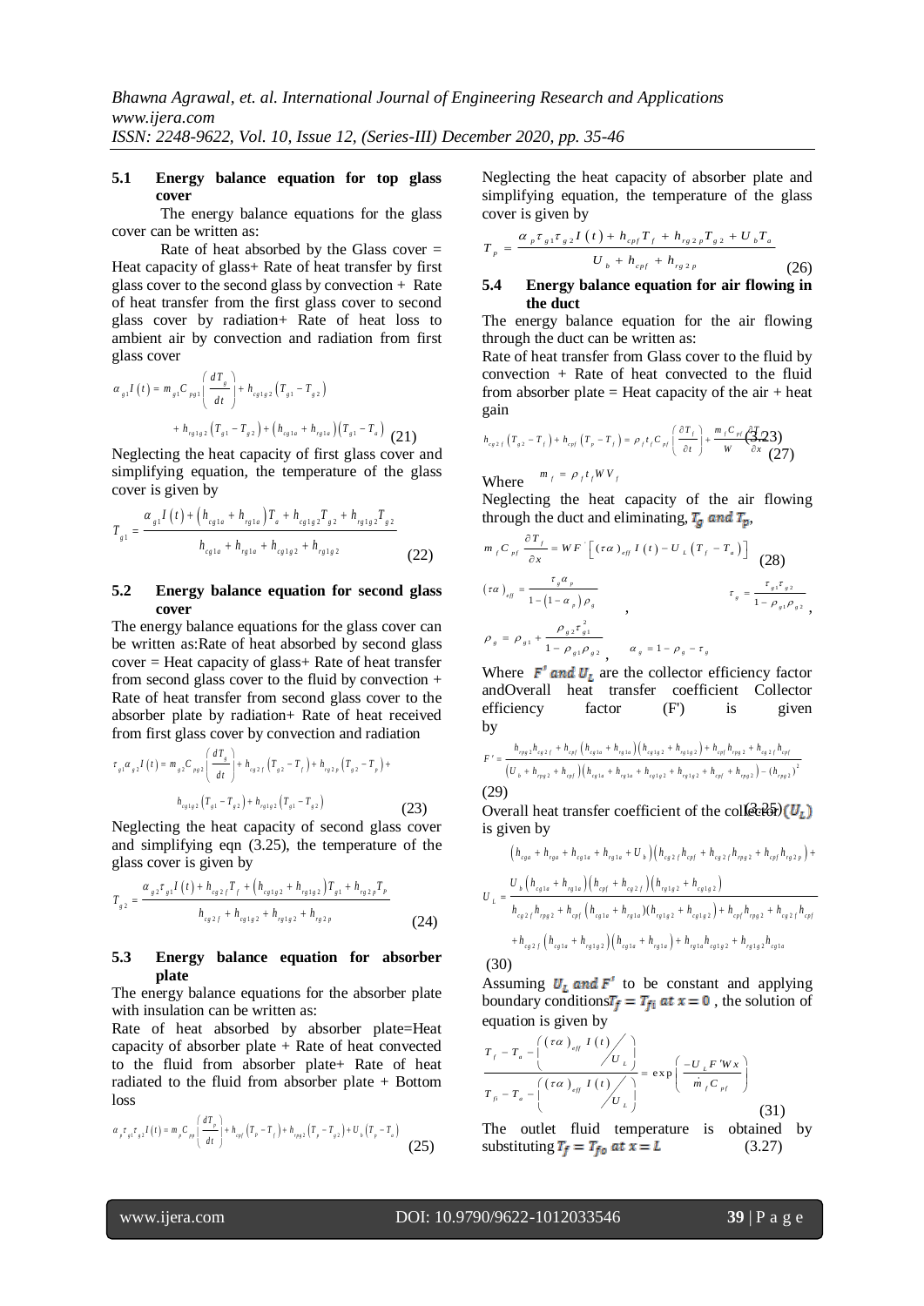### 5.1 Energy balance equation for top glass cover

The energy balance equations for the glass cover can be written as:

Rate of heat absorbed by the Glass cover = Heat capacity of glass+ Rate of heat transfer by first glass cover to the second glass by convection + Rate of heat transfer from the first glass cover to second glass cover by radiation+ Rate of heat loss to ambient air by convection and radiation from first glass cover

$$\alpha_{g1} I(t) = m_{g1} C_{pg1} \left( \frac{dT_g}{dt} \right) + h_{cg1g2} \left( T_{g1} - T_{g2} \right) + h_{rg1g2} \left( T_{g1} - T_{g2} \right) + \left( h_{cg1a} + h_{rg1a} \right) \left( T_{g1} - T_a \right) \quad (21)$$

Neglecting the heat capacity of first glass cover and simplifying equation, the temperature of the glass cover is given by

$$T_{g1} = \frac{\alpha_{g1} I(t) + \left( h_{cg1a} + h_{rg1a} \right) T_a + h_{cg1g2} T_{g2} + h_{rg1g2} T_{g2}}{h_{cg1a} + h_{rg1a} + h_{cg1g2} + h_{rg1g2}} \quad (22)$$

### 5.2 Energy balance equation for second glass cover

The energy balance equations for the glass cover can be written as:Rate of heat absorbed by second glass cover = Heat capacity of glass+ Rate of heat transfer from second glass cover to the fluid by convection + Rate of heat transfer from second glass cover to the absorber plate by radiation+ Rate of heat received from first glass cover by convection and radiation

$$\tau_{g1} \alpha_{g2} I(t) = m_{g2} C_{pg2} \left( \frac{dT_g}{dt} \right) + h_{cg2f} \left( T_{g2} - T_f \right) + h_{rg2p} \left( T_{g2} - T_p \right) + h_{cg1g2} \left( T_{g1} - T_{g2} \right) + h_{rg1g2} \left( T_{g1} - T_{g2} \right) \quad (23)$$

Neglecting the heat capacity of second glass cover and simplifying eqn (3.25), the temperature of the glass cover is given by

$$T_{g2} = \frac{\alpha_{g2} \tau_{g1} I(t) + h_{cg2f} T_f + \left( h_{cg1g2} + h_{rg1g2} \right) T_{g1} + h_{rg2p} T_p}{h_{cg2f} + h_{cg1g2} + h_{rg1g2} + h_{rg2p}} \quad (24)$$

### 5.3 Energy balance equation for absorber plate

The energy balance equations for the absorber plate with insulation can be written as:

Rate of heat absorbed by absorber plate=Heat capacity of absorber plate + Rate of heat convected to the fluid from absorber plate+ Rate of heat radiated to the fluid from absorber plate + Bottom loss

$$\alpha_p \tau_{g1} \tau_{g2} I(t) = m_p C_{pp} \left( \frac{dT_p}{dt} \right) + h_{cpf} \left( T_p - T_f \right) + h_{rpg2} \left( T_p - T_{g2} \right) + U_b \left( T_p - T_a \right) \quad (25)$$

Neglecting the heat capacity of absorber plate and simplifying equation, the temperature of the glass cover is given by

$$T_p = \frac{\alpha_p \tau_{g1} \tau_{g2} I(t) + h_{cpf} T_f + h_{rg2p} T_{g2} + U_b T_a}{U_b + h_{cpf} + h_{rg2p}} \quad (26)$$

### 5.4 Energy balance equation for air flowing in the duct

The energy balance equation for the air flowing through the duct can be written as:

Rate of heat transfer from Glass cover to the fluid by convection + Rate of heat convected to the fluid from absorber plate = Heat capacity of the air + heat gain

$$h_{cg2f} \left( T_{g2} - T_f \right) + h_{cpf} \left( T_p - T_f \right) = \rho_f t_f C_{pf} \left( \frac{\partial T_f}{\partial t} \right) + \frac{m_f C_{pf}}{W} \frac{\partial T_f}{\partial x} \quad (3.23) \quad (27)$$

Where $m_f = \rho_f t_f W V_f$

Neglecting the heat capacity of the air flowing through the duct and eliminating, $T_g$ and $T_p$,

$$m_f C_{pf} \frac{\partial T_f}{\partial x} = W F' \left[ (\tau\alpha)_{eff} I(t) - U_L \left( T_f - T_a \right) \right] \quad (28)$$

$$(\tau\alpha)_{eff} = \frac{\tau_g \alpha_p}{1 - \left(1 - \alpha_p\right) \rho_g}, \qquad \tau_g = \frac{\tau_{g1} \tau_{g2}}{1 - \rho_{g1} \rho_{g2}},$$

$$\rho_g = \rho_{g1} + \frac{\rho_{g2} \tau_{g1}^2}{1 - \rho_{g1} \rho_{g2}}, \qquad \alpha_g = 1 - \rho_g - \tau_g$$

Where $F'$ and $U_L$ are the collector efficiency factor andOverall heat transfer coefficient Collector efficiency factor (F') is given by

$$F' = \frac{h_{rpg2} h_{cg2f} + h_{cpf} \left( h_{cg1a} + h_{rg1a} \right) \left( h_{cg1g2} + h_{rg1g2} \right) + h_{cpf} h_{rpg2} + h_{cg2f} h_{cpf}}{\left( U_b + h_{rpg2} + h_{cpf} \right) \left( h_{cg1a} + h_{rg1a} + h_{cg1g2} + h_{rg1g2} + h_{cpf} + h_{rg2p} \right) - \left( h_{rpg2} \right)^2} \quad (29)$$

Overall heat transfer coefficient of the collector (3.25) $(U_L)$ is given by

$$U_L = \frac{\left( h_{cga} + h_{rga} + h_{cg1a} + h_{rg1a} + U_b \right) \left( h_{cg2f} h_{cpf} + h_{cg2f} h_{rpg2} + h_{cpf} h_{rg2p} \right) + U_b \left( h_{cg1a} + h_{rg1a} \right) \left( h_{cpf} + h_{cg2f} \right) \left( h_{rg1g2} + h_{cg1g2} \right)}{h_{cg2f} h_{rpg2} + h_{cpf} \left( h_{cg1a} + h_{rg1a} \right) \left( h_{rg1g2} + h_{cg1g2} \right) + h_{cpf} h_{rpg2} + h_{cg2f} h_{cpf} + h_{cg2f} \left( h_{cg1a} + h_{rg1g2} \right) \left( h_{cg1a} + h_{rg1a} \right) + h_{rg1a} h_{cg1g2} + h_{rg1g2} h_{cg1a}} \quad (30)$$

Assuming $U_L$ and $F'$ to be constant and applying boundary conditions $T_f = T_{fi}$ at $x = 0$, the solution of equation is given by

$$\frac{T_f - T_a - \left( \dfrac{(\tau\alpha)_{eff} I(t)}{U_L} \right)}{T_{fi} - T_a - \left( \dfrac{(\tau\alpha)_{eff} I(t)}{U_L} \right)} = \exp\left( \frac{-U_L F' W x}{\dot{m}_f C_{pf}} \right) \quad (31)$$

The outlet fluid temperature is obtained by substituting $T_f = T_{fo}$ at $x = L$ (3.27)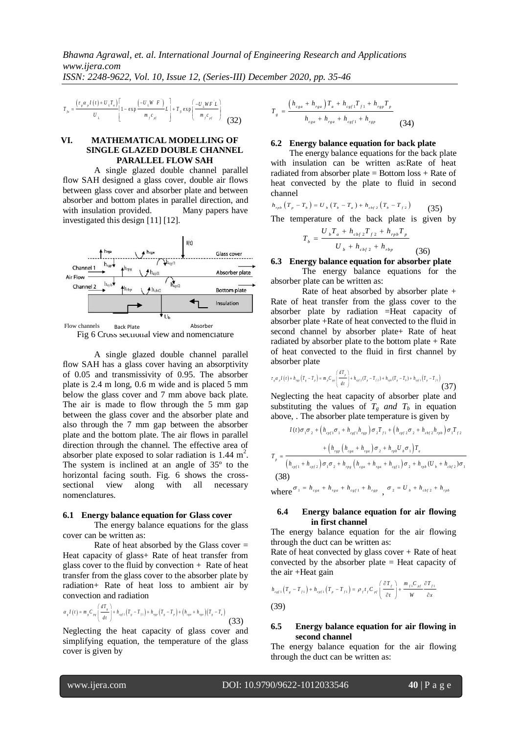$$T_{fo} = \frac{\left(\tau_g \alpha_p I(t) + U_L T_a\right)}{U_L}\left[1 - \exp\frac{\left(-U_L W' F'\right)}{m_f c_{pf}} L\right] + T_{fi}\exp\left(\frac{-U_L W F' L}{m_f c_{pf}}\right) \quad (32)$$

## VI. MATHEMATICAL MODELLING OF SINGLE GLAZED DOUBLE CHANNEL PARALLEL FLOW SAH

A single glazed double channel parallel flow SAH designed a glass cover, double air flows between glass cover and absorber plate and between absorber and bottom plates in parallel direction, and with insulation provided. Many papers have investigated this design [11] [12].

Flow channels Back Plate Absorber

Fig 6 Cross sectional view and nomenclature

A single glazed double channel parallel flow SAH has a glass cover having an absorptivity of 0.05 and transmissivity of 0.95. The absorber plate is 2.4 m long, 0.6 m wide and is placed 5 mm below the glass cover and 7 mm above back plate. The air is made to flow through the 5 mm gap between the glass cover and the absorber plate and also through the 7 mm gap between the absorber plate and the bottom plate. The air flows in parallel direction through the channel. The effective area of absorber plate exposed to solar radiation is 1.44 m$^2$. The system is inclined at an angle of 35º to the horizontal facing south. Fig. 6 shows the cross-sectional view along with all necessary nomenclatures.

### 6.1 Energy balance equation for Glass cover

The energy balance equations for the glass cover can be written as:

Rate of heat absorbed by the Glass cover = Heat capacity of glass+ Rate of heat transfer from glass cover to the fluid by convection + Rate of heat transfer from the glass cover to the absorber plate by radiation+ Rate of heat loss to ambient air by convection and radiation

$$\alpha_g I(t) = m_g C_{pg}\left(\frac{dT_g}{dt}\right) + h_{cgf1}\left(T_g - T_{f1}\right) + h_{rgp}\left(T_g - T_p\right) + \left(h_{cga} + h_{rga}\right)\left(T_g - T_a\right) \quad (33)$$

Neglecting the heat capacity of glass cover and simplifying equation, the temperature of the glass cover is given by

$$T_g = \frac{\left(h_{cga} + h_{rga}\right)T_a + h_{cgf1}T_{f1} + h_{rgp}T_p}{h_{cga} + h_{rga} + h_{cgf1} + h_{rgp}} \quad (34)$$

### 6.2 Energy balance equation for back plate

The energy balance equations for the back plate with insulation can be written as:Rate of heat radiated from absorber plate = Bottom loss + Rate of heat convected by the plate to fluid in second channel

$$h_{rpb}\left(T_p - T_b\right) = U_b\left(T_b - T_a\right) + h_{cbf2}\left(T_b - T_{f2}\right) \quad (35)$$

The temperature of the back plate is given by

$$T_b = \frac{U_b T_a + h_{cbf2}T_{f2} + h_{rpb}T_p}{U_b + h_{cbf2} + h_{rbp}} \quad (36)$$

### 6.3 Energy balance equation for absorber plate

The energy balance equations for the absorber plate can be written as:

Rate of heat absorbed by absorber plate + Rate of heat transfer from the glass cover to the absorber plate by radiation =Heat capacity of absorber plate +Rate of heat convected to the fluid in second channel by absorber plate+ Rate of heat radiated by absorber plate to the bottom plate + Rate of heat convected to the fluid in first channel by absorber plate

$$\tau_g \alpha_p I(t) + h_{rgp}\left(T_g - T_p\right) = m_p C_{pp}\left(\frac{dT_p}{dt}\right) + h_{cpf2}(T_p - T_{f2}) + h_{rpb}(T_p - T_b) + h_{cpf1}\left(T_p - T_{f1}\right) \quad (37)$$

Neglecting the heat capacity of absorber plate and substituting the values of $T_g$ *and* $T_b$ in equation above, . The absorber plate temperature is given by

$$T_p = \frac{I(t)\sigma_1\sigma_2 + \left(h_{cpf1}\sigma_1 + h_{cgf1}h_{rgp}\right)\sigma_2 T_{f1} + \left(h_{cpf2}\sigma_2 + h_{cbf2}h_{rpb}\right)\sigma_1 T_{f2} + \left(h_{rgp}\left(h_{cga} + h_{rga}\right)\sigma_2 + h_{rpb}U_b\sigma_1\right)T_a}{\left(h_{cpf1} + h_{cpf2}\right)\sigma_1\sigma_2 + h_{rpg}\left(h_{cga} + h_{rga} + h_{cgf1}\right)\sigma_2 + h_{rpb}(U_b + h_{cbf2})\sigma_1} \quad (38)$$

where $\sigma_1 = h_{cga} + h_{rga} + h_{cgf1} + h_{rgp}$ , $\sigma_2 = U_b + h_{cbf2} + h_{rpb}$

### 6.4 Energy balance equation for air flowing in first channel

The energy balance equation for the air flowing through the duct can be written as:

Rate of heat convected by glass cover + Rate of heat convected by the absorber plate = Heat capacity of the air +Heat gain

$$h_{cgf1}\left(T_g - T_{f1}\right) + h_{cpf1}\left(T_p - T_{f1}\right) = \rho_f t_f C_{pf}\left(\frac{\partial T_f}{\partial t}\right) + \frac{m_{f1}C_{pf}}{W}\frac{\partial T_{f1}}{\partial x} \quad (39)$$

### 6.5 Energy balance equation for air flowing in second channel

The energy balance equation for the air flowing through the duct can be written as: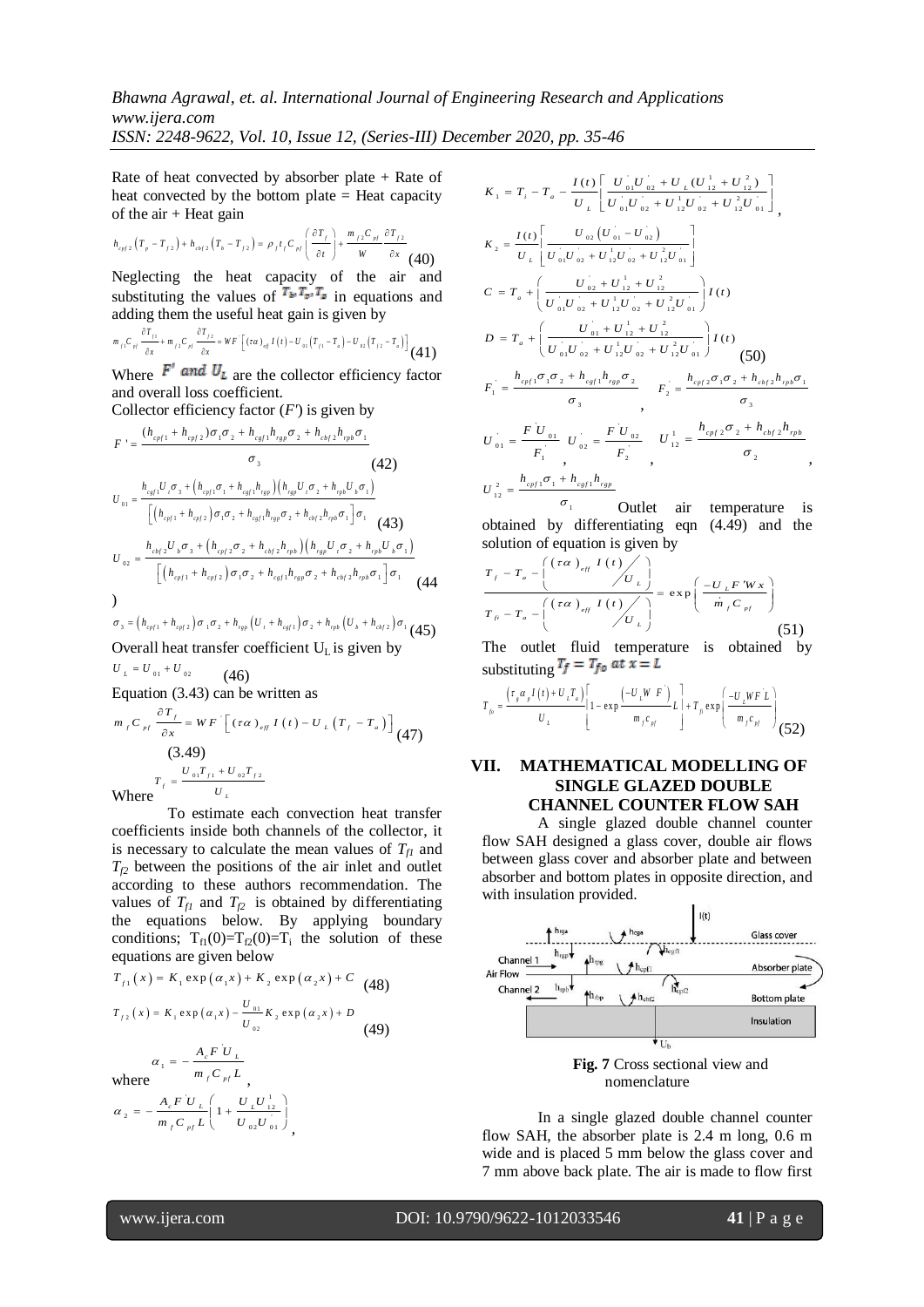Rate of heat convected by absorber plate + Rate of heat convected by the bottom plate = Heat capacity of the air + Heat gain

$$h_{cpf2}\left(T_p - T_{f2}\right) + h_{cbf2}\left(T_b - T_{f2}\right) = \rho_f t_f C_{pf}\left(\frac{\partial T_f}{\partial t}\right) + \frac{m_{f2} C_{pf}}{W}\frac{\partial T_{f2}}{\partial x} \quad (40)$$

Neglecting the heat capacity of the air and substituting the values of $T_b, T_p, T_g$ in equations and adding them the useful heat gain is given by

$$m_{f1} C_{pf}\frac{\partial T_{f1}}{\partial x} + m_{f2} C_{pf}\frac{\partial T_{f2}}{\partial x} = WF'\left[(\tau\alpha)_{eff} I(t) - U_{01}\left(T_{f1} - T_a\right) - U_{02}\left(T_{f2} - T_a\right)\right] \quad (41)$$

Where $F'$ and $U_L$ are the collector efficiency factor and overall loss coefficient.

Collector efficiency factor ($F'$) is given by

$$F' = \frac{(h_{cpf1} + h_{cpf2})\sigma_1\sigma_2 + h_{cgf1}h_{rgp}\sigma_2 + h_{cbf2}h_{rpb}\sigma_1}{\sigma_3} \quad (42)$$

$$U_{01} = \frac{h_{cgf1}U_t\sigma_3 + \left(h_{cpf1}\sigma_1 + h_{cgf1}h_{rgp}\right)\left(h_{rgp}U_t\sigma_2 + h_{rpb}U_b\sigma_1\right)}{\left[\left(h_{cpf1} + h_{cpf2}\right)\sigma_1\sigma_2 + h_{cgf1}h_{rgp}\sigma_2 + h_{cbf2}h_{rpb}\sigma_1\right]\sigma_1} \quad (43)$$

$$U_{02} = \frac{h_{cbf2}U_b\sigma_3 + \left(h_{cpf2}\sigma_2 + h_{cbf2}h_{rpb}\right)\left(h_{rgp}U_t\sigma_2 + h_{rpb}U_b\sigma_1\right)}{\left[\left(h_{cpf1} + h_{cpf2}\right)\sigma_1\sigma_2 + h_{cgf1}h_{rgp}\sigma_2 + h_{cbf2}h_{rpb}\sigma_1\right]\sigma_1} \quad (44)$$

$$\sigma_3 = \left(h_{cpf1} + h_{cpf2}\right)\sigma_1\sigma_2 + h_{rgp}\left(U_t + h_{cgf1}\right)\sigma_2 + h_{rpb}\left(U_b + h_{cbf2}\right)\sigma_1 \quad (45)$$

Overall heat transfer coefficient $U_L$ is given by

$$U_L = U_{01} + U_{02} \quad (46)$$

Equation (3.43) can be written as

$$m_f C_{pf}\frac{\partial T_f}{\partial x} = WF'\left[(\tau\alpha)_{eff} I(t) - U_L\left(T_f - T_a\right)\right] \quad (47)$$

(3.49)

Where $T_f = \dfrac{U_{01}T_{f1} + U_{02}T_{f2}}{U_L}$

To estimate each convection heat transfer coefficients inside both channels of the collector, it is necessary to calculate the mean values of $T_{f1}$ and $T_{f2}$ between the positions of the air inlet and outlet according to these authors recommendation. The values of $T_{f1}$ and $T_{f2}$ is obtained by differentiating the equations below. By applying boundary conditions; $T_{f1}(0)=T_{f2}(0)=T_i$ the solution of these equations are given below

$$T_{f1}(x) = K_1\exp(\alpha_1 x) + K_2\exp(\alpha_2 x) + C \quad (48)$$

$$T_{f2}(x) = K_1\exp(\alpha_1 x) - \frac{U_{01}}{U_{02}}K_2\exp(\alpha_2 x) + D \quad (49)$$

where $\alpha_1 = -\dfrac{A_c F' U_L}{m_f C_{pf} L}$,

$$\alpha_2 = -\frac{A_c F' U_L}{m_f C_{pf} L}\left(1 + \frac{U_L U_{12}^1}{U_{02}U'_{01}}\right),$$

$$K_1 = T_i - T_a - \frac{I(t)}{U_L}\left[\frac{U'_{01}U'_{02} + U_L(U_{12}^1 + U_{12}^2)}{U'_{01}U'_{02} + U_{12}^1 U'_{02} + U_{12}^2 U'_{01}}\right],$$

$$K_2 = \frac{I(t)}{U_L}\left[\frac{U_{02}\left(U'_{01} - U'_{02}\right)}{U'_{01}U'_{02} + U_{12}^1 U'_{02} + U_{12}^2 U'_{01}}\right]$$

$$C = T_a + \left(\frac{U'_{02} + U_{12}^1 + U_{12}^2}{U'_{01}U'_{02} + U_{12}^1 U'_{02} + U_{12}^2 U'_{01}}\right)I(t)$$

$$D = T_a + \left(\frac{U'_{01} + U_{12}^1 + U_{12}^2}{U'_{01}U'_{02} + U_{12}^1 U'_{02} + U_{12}^2 U'_{01}}\right)I(t) \quad (50)$$

$$F'_1 = \frac{h_{cpf1}\sigma_1\sigma_2 + h_{cgf1}h_{rgp}\sigma_2}{\sigma_3}, \quad F'_2 = \frac{h_{cpf2}\sigma_1\sigma_2 + h_{cbf2}h_{rpb}\sigma_1}{\sigma_3}$$

$$U'_{01} = \frac{F'U_{01}}{F'_1}, \quad U'_{02} = \frac{F'U_{02}}{F'_2}, \quad U_{12}^1 = \frac{h_{cpf2}\sigma_2 + h_{cbf2}h_{rpb}}{\sigma_2},$$

$$U_{12}^2 = \frac{h_{cpf1}\sigma_1 + h_{cgf1}h_{rgp}}{\sigma_1}$$

Outlet air temperature is obtained by differentiating eqn (4.49) and the solution of equation is given by

$$\frac{T_f - T_a - \left(\dfrac{(\tau\alpha)_{eff} I(t)}{U_L}\right)}{T_{fi} - T_a - \left(\dfrac{(\tau\alpha)_{eff} I(t)}{U_L}\right)} = \exp\left(\frac{-U_L F' W x}{m_f C_{pf}}\right) \quad (51)$$

The outlet fluid temperature is obtained by substituting $T_f = T_{fo}$ at $x = L$

$$T_{fo} = \frac{\left(\tau_g\alpha_p I(t) + U_L T_a\right)}{U_L}\left[1 - \exp\frac{\left(-U_L W F'\right)}{m_f c_{pf}}L\right] + T_{fi}\exp\left(\frac{-U_L W F' L}{m_f c_{pf}}\right) \quad (52)$$

## VII. MATHEMATICAL MODELLING OF SINGLE GLAZED DOUBLE CHANNEL COUNTER FLOW SAH

A single glazed double channel counter flow SAH designed a glass cover, double air flows between glass cover and absorber plate and between absorber and bottom plates in opposite direction, and with insulation provided.

**Fig. 7** Cross sectional view and nomenclature

In a single glazed double channel counter flow SAH, the absorber plate is 2.4 m long, 0.6 m wide and is placed 5 mm below the glass cover and 7 mm above back plate. The air is made to flow first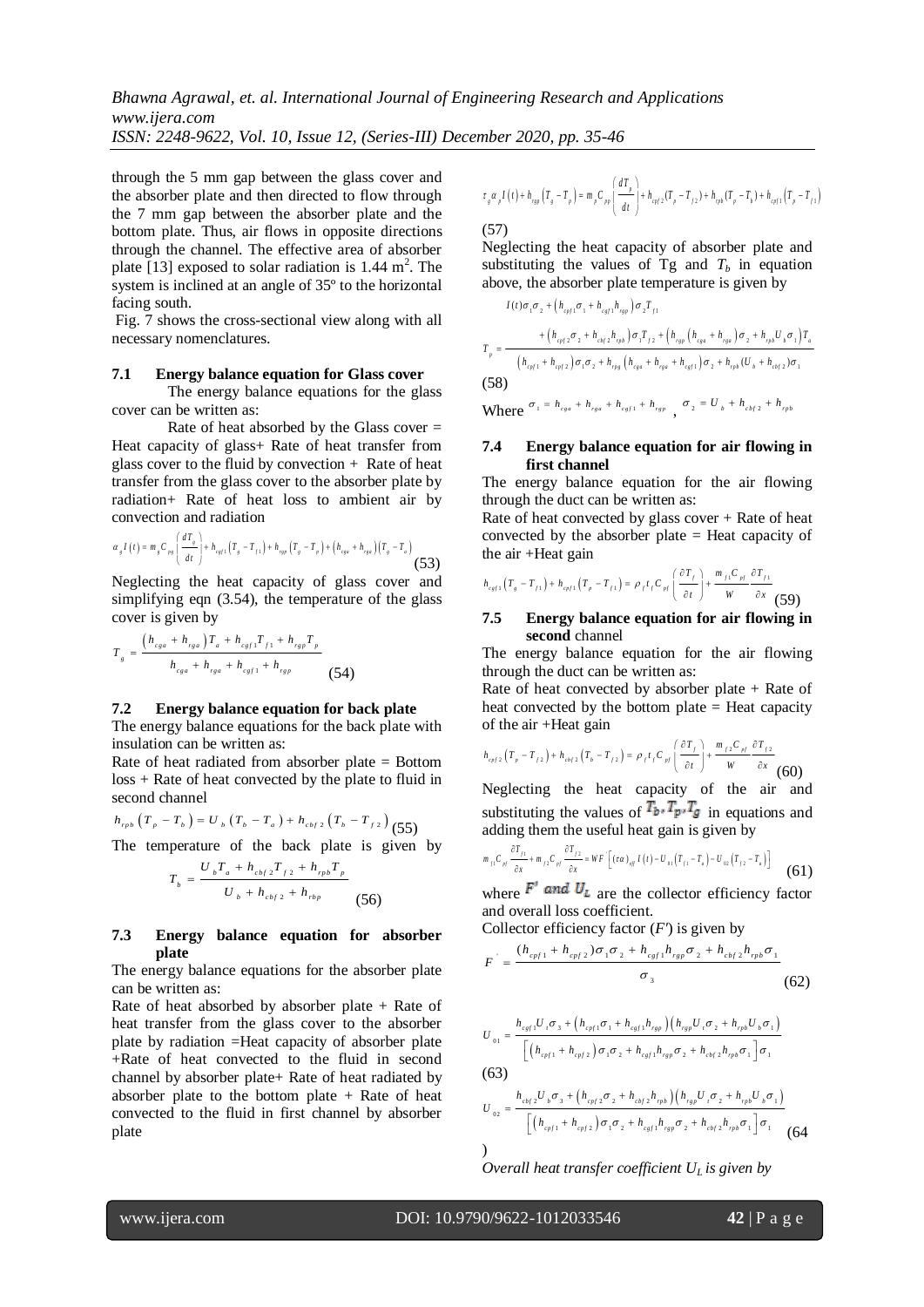through the 5 mm gap between the glass cover and the absorber plate and then directed to flow through the 7 mm gap between the absorber plate and the bottom plate. Thus, air flows in opposite directions through the channel. The effective area of absorber plate [13] exposed to solar radiation is 1.44 $m^2$. The system is inclined at an angle of 35º to the horizontal facing south.

Fig. 7 shows the cross-sectional view along with all necessary nomenclatures.

### 7.1 Energy balance equation for Glass cover

The energy balance equations for the glass cover can be written as:

Rate of heat absorbed by the Glass cover = Heat capacity of glass+ Rate of heat transfer from glass cover to the fluid by convection + Rate of heat transfer from the glass cover to the absorber plate by radiation+ Rate of heat loss to ambient air by convection and radiation

$$\alpha_g I(t) = m_g C_{pg}\left(\frac{dT_g}{dt}\right) + h_{cgf1}\left(T_g - T_{f1}\right) + h_{rgp}\left(T_g - T_p\right) + \left(h_{cga} + h_{rga}\right)\left(T_g - T_a\right) \quad (53)$$

Neglecting the heat capacity of glass cover and simplifying eqn (3.54), the temperature of the glass cover is given by

$$T_g = \frac{\left(h_{cga} + h_{rga}\right)T_a + h_{cgf1}T_{f1} + h_{rgp}T_p}{h_{cga} + h_{rga} + h_{cgf1} + h_{rgp}} \quad (54)$$

### 7.2 Energy balance equation for back plate

The energy balance equations for the back plate with insulation can be written as:

Rate of heat radiated from absorber plate = Bottom loss + Rate of heat convected by the plate to fluid in second channel

$$h_{rpb}\left(T_p - T_b\right) = U_b\left(T_b - T_a\right) + h_{cbf2}\left(T_b - T_{f2}\right) \quad (55)$$

The temperature of the back plate is given by

$$T_b = \frac{U_b T_a + h_{cbf2}T_{f2} + h_{rpb}T_p}{U_b + h_{cbf2} + h_{rbp}} \quad (56)$$

### 7.3 Energy balance equation for absorber plate

The energy balance equations for the absorber plate can be written as:

Rate of heat absorbed by absorber plate + Rate of heat transfer from the glass cover to the absorber plate by radiation =Heat capacity of absorber plate +Rate of heat convected to the fluid in second channel by absorber plate+ Rate of heat radiated by absorber plate to the bottom plate + Rate of heat convected to the fluid in first channel by absorber plate

$$\tau_g \alpha_p I(t) + h_{rgp}\left(T_g - T_p\right) = m_p C_{pp}\left(\frac{dT_p}{dt}\right) + h_{cpf2}(T_p - T_{f2}) + h_{rpb}(T_p - T_b) + h_{cpf1}\left(T_p - T_{f1}\right)$$

(57)

Neglecting the heat capacity of absorber plate and substituting the values of Tg and $T_b$ in equation above, the absorber plate temperature is given by

$$T_p = \frac{I(t)\sigma_1\sigma_2 + \left(h_{cpf1}\sigma_1 + h_{cgf1}h_{rgp}\right)\sigma_2 T_{f1} + \left(h_{cpf2}\sigma_2 + h_{cbf2}h_{rpb}\right)\sigma_1 T_{f2} + \left(h_{rgp}\left(h_{cga} + h_{rga}\right)\sigma_2 + h_{rpb}U_b\sigma_1\right)T_a}{\left(h_{cpf1} + h_{cpf2}\right)\sigma_1\sigma_2 + h_{rpg}\left(h_{cga} + h_{rga} + h_{cgf1}\right)\sigma_2 + h_{rpb}(U_b + h_{cbf2})\sigma_1}$$

(58)

Where $\sigma_1 = h_{cga} + h_{rga} + h_{cgf1} + h_{rgp}$ , $\sigma_2 = U_b + h_{cbf2} + h_{rpb}$

### 7.4 Energy balance equation for air flowing in first channel

The energy balance equation for the air flowing through the duct can be written as:

Rate of heat convected by glass cover + Rate of heat convected by the absorber plate = Heat capacity of the air +Heat gain

$$h_{cgf1}\left(T_g - T_{f1}\right) + h_{cpf1}\left(T_p - T_{f1}\right) = \rho_f t_f C_{pf}\left(\frac{\partial T_f}{\partial t}\right) + \frac{m_{f1}C_{pf}}{W}\frac{\partial T_{f1}}{\partial x} \quad (59)$$

### 7.5 Energy balance equation for air flowing in second channel

The energy balance equation for the air flowing through the duct can be written as:

Rate of heat convected by absorber plate + Rate of heat convected by the bottom plate = Heat capacity of the air +Heat gain

$$h_{cpf2}\left(T_p - T_{f2}\right) + h_{cbf2}\left(T_b - T_{f2}\right) = \rho_f t_f C_{pf}\left(\frac{\partial T_f}{\partial t}\right) + \frac{m_{f2}C_{pf}}{W}\frac{\partial T_{f2}}{\partial x} \quad (60)$$

Neglecting the heat capacity of the air and substituting the values of $T_b, T_p, T_g$ in equations and adding them the useful heat gain is given by

$$m_{f1}C_{pf}\frac{\partial T_{f1}}{\partial x} + m_{f2}C_{pf}\frac{\partial T_{f2}}{\partial x} = WF'\left[(\tau\alpha)_{eff}I(t) - U_{01}\left(T_{f1} - T_a\right) - U_{02}\left(T_{f2} - T_a\right)\right] \quad (61)$$

where $F'$ and $U_L$ are the collector efficiency factor and overall loss coefficient.

Collector efficiency factor ($F'$) is given by

$$F' = \frac{(h_{cpf1} + h_{cpf2})\sigma_1\sigma_2 + h_{cgf1}h_{rgp}\sigma_2 + h_{cbf2}h_{rpb}\sigma_1}{\sigma_3} \quad (62)$$

$$U_{01} = \frac{h_{cgf1}U_t\sigma_3 + \left(h_{cpf1}\sigma_1 + h_{cgf1}h_{rgp}\right)\left(h_{rgp}U_t\sigma_2 + h_{rpb}U_b\sigma_1\right)}{\left[\left(h_{cpf1} + h_{cpf2}\right)\sigma_1\sigma_2 + h_{cgf1}h_{rgp}\sigma_2 + h_{cbf2}h_{rpb}\sigma_1\right]\sigma_1}$$

(63)

$$U_{02} = \frac{h_{cbf2}U_b\sigma_3 + \left(h_{cpf2}\sigma_2 + h_{cbf2}h_{rpb}\right)\left(h_{rgp}U_t\sigma_2 + h_{rpb}U_b\sigma_1\right)}{\left[\left(h_{cpf1} + h_{cpf2}\right)\sigma_1\sigma_2 + h_{cgf1}h_{rgp}\sigma_2 + h_{cbf2}h_{rpb}\sigma_1\right]\sigma_1}$$

(64)

*Overall heat transfer coefficient $U_L$ is given by*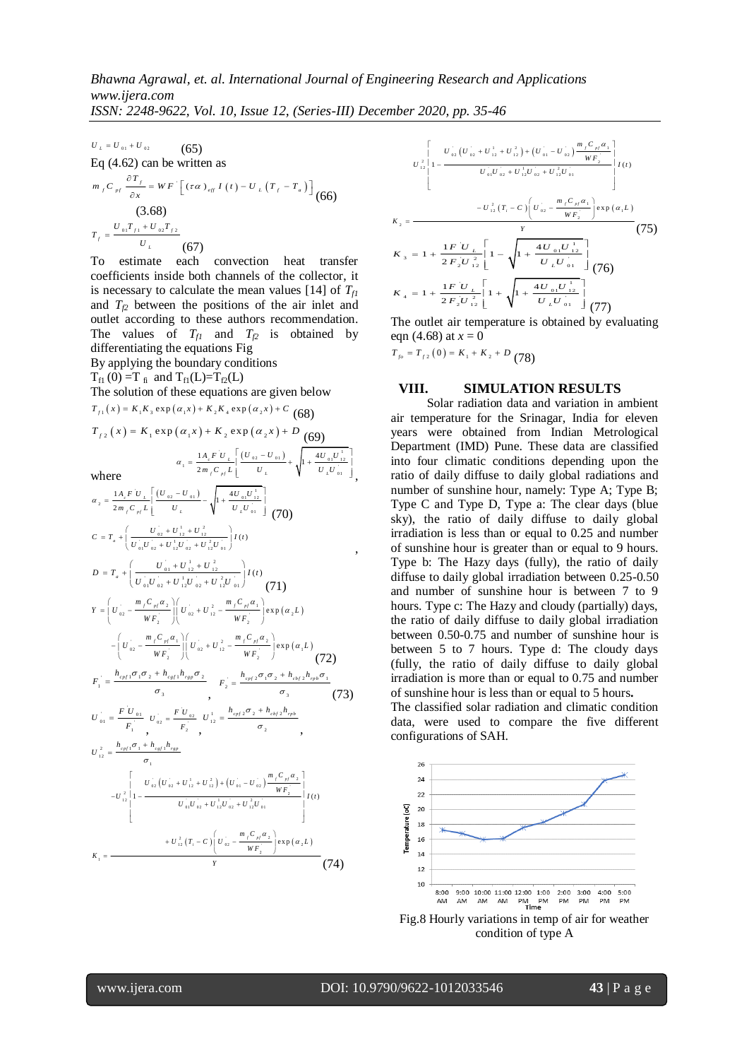$$U_L = U_{01} + U_{02} \qquad (65)$$

Eq (4.62) can be written as

$$m_f C_{pf} \frac{\partial T_f}{\partial x} = WF^{'} \left[ (\tau\alpha)_{eff} I(t) - U_L \left( T_f - T_a \right) \right] \qquad (66)$$

(3.68)

$$T_f = \frac{U_{01} T_{f1} + U_{02} T_{f2}}{U_L} \qquad (67)$$

To estimate each convection heat transfer coefficients inside both channels of the collector, it is necessary to calculate the mean values [14] of $T_{f1}$ and $T_{f2}$ between the positions of the air inlet and outlet according to these authors recommendation. The values of $T_{f1}$ and $T_{f2}$ is obtained by differentiating the equations Fig

By applying the boundary conditions

$T_{f1}(0) = T_{fi}$ and $T_{f1}(L) = T_{f2}(L)$

The solution of these equations are given below

$$T_{f1}(x) = K_1 K_3 \exp(\alpha_1 x) + K_2 K_4 \exp(\alpha_2 x) + C \qquad (68)$$

$$T_{f2}(x) = K_1 \exp(\alpha_1 x) + K_2 \exp(\alpha_2 x) + D \qquad (69)$$

where

$$\alpha_1 = \frac{1 A_c F^{'} U_L}{2 m_f C_{pf} L} \left[ \frac{(U_{02} - U_{01})}{U_L} + \sqrt{1 + \frac{4U_{01} U_{12}^{1}}{U_L U_{01}^{'}}} \right],$$

$$\alpha_2 = \frac{1 A_c F^{'} U_L}{2 m_f C_{pf} L} \left[ \frac{(U_{02} - U_{01})}{U_L} - \sqrt{1 + \frac{4U_{01} U_{12}^{1}}{U_L U_{01}^{'}}} \right] \qquad (70)$$

$$C = T_a + \left( \frac{U_{02}^{'} + U_{12}^{1} + U_{12}^{2}}{U_{01}^{'} U_{02}^{'} + U_{12}^{1} U_{02}^{'} + U_{12}^{2} U_{01}^{'}} \right) I(t),$$

$$D = T_a + \left( \frac{U_{01}^{'} + U_{12}^{1} + U_{12}^{2}}{U_{01}^{'} U_{02}^{'} + U_{12}^{1} U_{02}^{'} + U_{12}^{2} U_{01}^{'}} \right) I(t) \qquad (71)$$

$$Y = \left( U_{02}^{'} - \frac{m_f C_{pf} \alpha_2}{WF_2^{'}} \right) \left( U_{02}^{'} + U_{12}^{2} - \frac{m_f C_{pf} \alpha_1}{WF_2^{'}} \right) \exp(\alpha_2 L) - \left( U_{02}^{'} - \frac{m_f C_{pf} \alpha_1}{WF_2^{'}} \right) \left( U_{02}^{'} + U_{12}^{2} - \frac{m_f C_{pf} \alpha_2}{WF_2^{'}} \right) \exp(\alpha_1 L) \qquad (72)$$

$$F_1^{'} = \frac{h_{cpf1} \sigma_1 \sigma_2 + h_{cgf1} h_{rgp} \sigma_2}{\sigma_3}, \quad F_2^{'} = \frac{h_{cpf2} \sigma_1 \sigma_2 + h_{cbf2} h_{rpb} \sigma_1}{\sigma_3} \qquad (73)$$

$$U_{01}^{'} = \frac{F^{'} U_{01}}{F_1^{'}}, \quad U_{02}^{'} = \frac{F^{'} U_{02}}{F_2^{'}}, \quad U_{12}^{1} = \frac{h_{cpf2} \sigma_2 + h_{cbf2} h_{rpb}}{\sigma_2},$$

$$U_{12}^{2} = \frac{h_{cpf1} \sigma_1 + h_{cgf1} h_{rgp}}{\sigma_1}$$

$$K_1 = \frac{-U_{12}^{2} \left[ 1 - \dfrac{U_{02}^{'} \left( U_{02}^{'} + U_{12}^{1} + U_{12}^{2} \right) + \left( U_{01}^{'} - U_{02}^{'} \right) \dfrac{m_f C_{pf} \alpha_2}{WF_2^{'}}}{U_{01}^{'} U_{02}^{'} + U_{12}^{1} U_{02}^{'} + U_{12}^{2} U_{01}^{'}} \right] I(t) + U_{12}^{2} (T_i - C) \left( U_{02}^{'} - \dfrac{m_f C_{pf} \alpha_2}{WF_2^{'}} \right) \exp(\alpha_2 L)}{Y} \qquad (74)$$

$$K_2 = \frac{U_{12}^{2} \left[ 1 - \dfrac{U_{02}^{'} \left( U_{02}^{'} + U_{12}^{1} + U_{12}^{2} \right) + \left( U_{01}^{'} - U_{02}^{'} \right) \dfrac{m_f C_{pf} \alpha_1}{WF_2^{'}}}{U_{01}^{'} U_{02}^{'} + U_{12}^{1} U_{02}^{'} + U_{12}^{2} U_{01}^{'}} \right] I(t) - U_{12}^{2} (T_i - C) \left( U_{02}^{'} - \dfrac{m_f C_{pf} \alpha_1}{WF_2^{'}} \right) \exp(\alpha_1 L)}{Y} \qquad (75)$$

$$K_3 = 1 + \frac{1 F^{'} U_L}{2 F_2^{'} U_{12}^{2}} \left[ 1 - \sqrt{1 + \frac{4U_{01}^{'} U_{12}^{1}}{U_L U_{01}^{'}}} \right] \qquad (76)$$

$$K_4 = 1 + \frac{1 F^{'} U_L}{2 F_2^{'} U_{12}^{2}} \left[ 1 + \sqrt{1 + \frac{4U_{01}^{'} U_{12}^{1}}{U_L U_{01}^{'}}} \right] \qquad (77)$$

The outlet air temperature is obtained by evaluating eqn (4.68) at $x = 0$

$$T_{fo} = T_{f2}(0) = K_1 + K_2 + D \qquad (78)$$

## VIII. SIMULATION RESULTS

Solar radiation data and variation in ambient air temperature for the Srinagar, India for eleven years were obtained from Indian Metrological Department (IMD) Pune. These data are classified into four climatic conditions depending upon the ratio of daily diffuse to daily global radiations and number of sunshine hour, namely: Type A; Type B; Type C and Type D, Type a: The clear days (blue sky), the ratio of daily diffuse to daily global irradiation is less than or equal to 0.25 and number of sunshine hour is greater than or equal to 9 hours. Type b: The Hazy days (fully), the ratio of daily diffuse to daily global irradiation between 0.25-0.50 and number of sunshine hour is between 7 to 9 hours. Type c: The Hazy and cloudy (partially) days, the ratio of daily diffuse to daily global irradiation between 0.50-0.75 and number of sunshine hour is between 5 to 7 hours. Type d: The cloudy days (fully, the ratio of daily diffuse to daily global irradiation is more than or equal to 0.75 and number of sunshine hour is less than or equal to 5 hours**.**

The classified solar radiation and climatic condition data, were used to compare the five different configurations of SAH.

Fig.8 Hourly variations in temp of air for weather condition of type A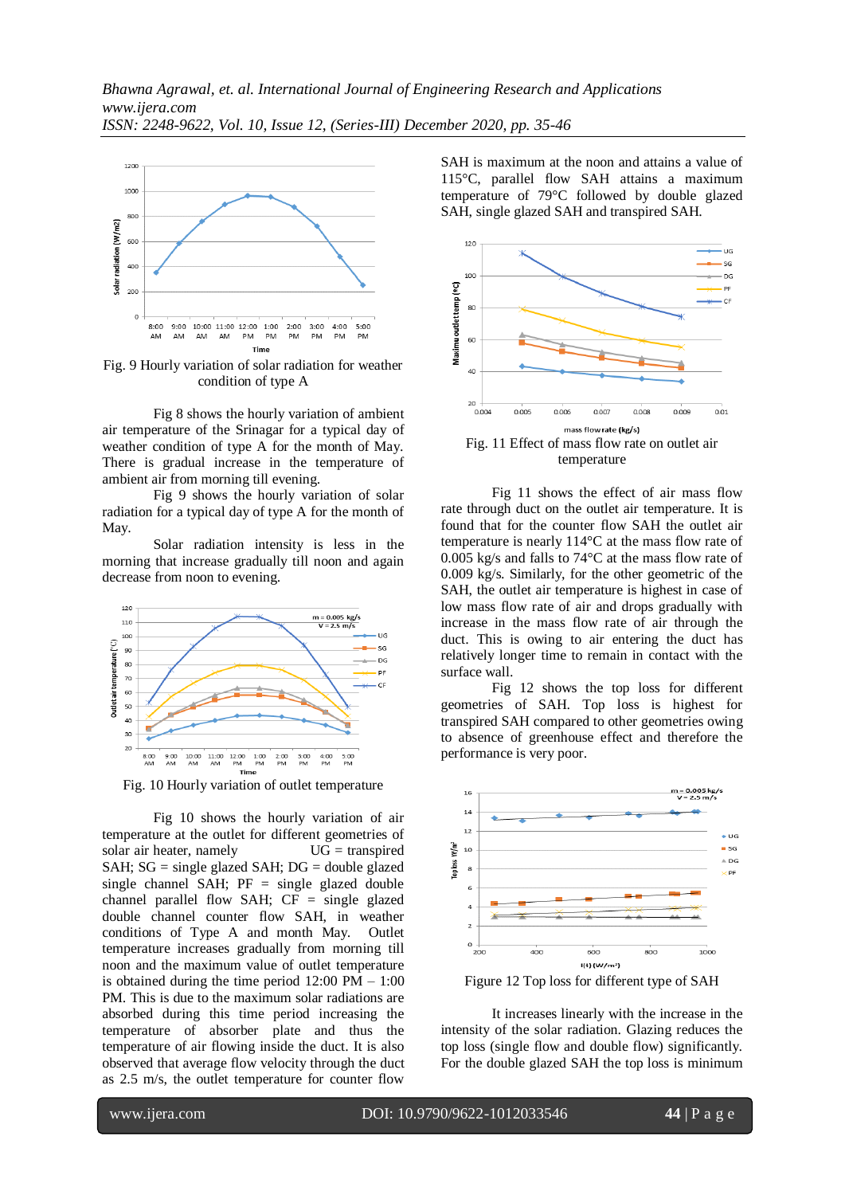Fig. 9 Hourly variation of solar radiation for weather condition of type A

Fig 8 shows the hourly variation of ambient air temperature of the Srinagar for a typical day of weather condition of type A for the month of May. There is gradual increase in the temperature of ambient air from morning till evening.

Fig 9 shows the hourly variation of solar radiation for a typical day of type A for the month of May.

Solar radiation intensity is less in the morning that increase gradually till noon and again decrease from noon to evening.

Fig. 10 Hourly variation of outlet temperature

Fig 10 shows the hourly variation of air temperature at the outlet for different geometries of solar air heater, namely UG = transpired SAH; SG = single glazed SAH; DG = double glazed single channel SAH; PF = single glazed double channel parallel flow SAH; CF = single glazed double channel counter flow SAH, in weather conditions of Type A and month May. Outlet temperature increases gradually from morning till noon and the maximum value of outlet temperature is obtained during the time period 12:00 PM – 1:00 PM. This is due to the maximum solar radiations are absorbed during this time period increasing the temperature of absorber plate and thus the temperature of air flowing inside the duct. It is also observed that average flow velocity through the duct as 2.5 m/s, the outlet temperature for counter flow SAH is maximum at the noon and attains a value of 115°C, parallel flow SAH attains a maximum temperature of 79°C followed by double glazed SAH, single glazed SAH and transpired SAH.

Fig. 11 Effect of mass flow rate on outlet air temperature

Fig 11 shows the effect of air mass flow rate through duct on the outlet air temperature. It is found that for the counter flow SAH the outlet air temperature is nearly 114°C at the mass flow rate of 0.005 kg/s and falls to 74°C at the mass flow rate of 0.009 kg/s. Similarly, for the other geometric of the SAH, the outlet air temperature is highest in case of low mass flow rate of air and drops gradually with increase in the mass flow rate of air through the duct. This is owing to air entering the duct has relatively longer time to remain in contact with the surface wall.

Fig 12 shows the top loss for different geometries of SAH. Top loss is highest for transpired SAH compared to other geometries owing to absence of greenhouse effect and therefore the performance is very poor.

Figure 12 Top loss for different type of SAH

It increases linearly with the increase in the intensity of the solar radiation. Glazing reduces the top loss (single flow and double flow) significantly. For the double glazed SAH the top loss is minimum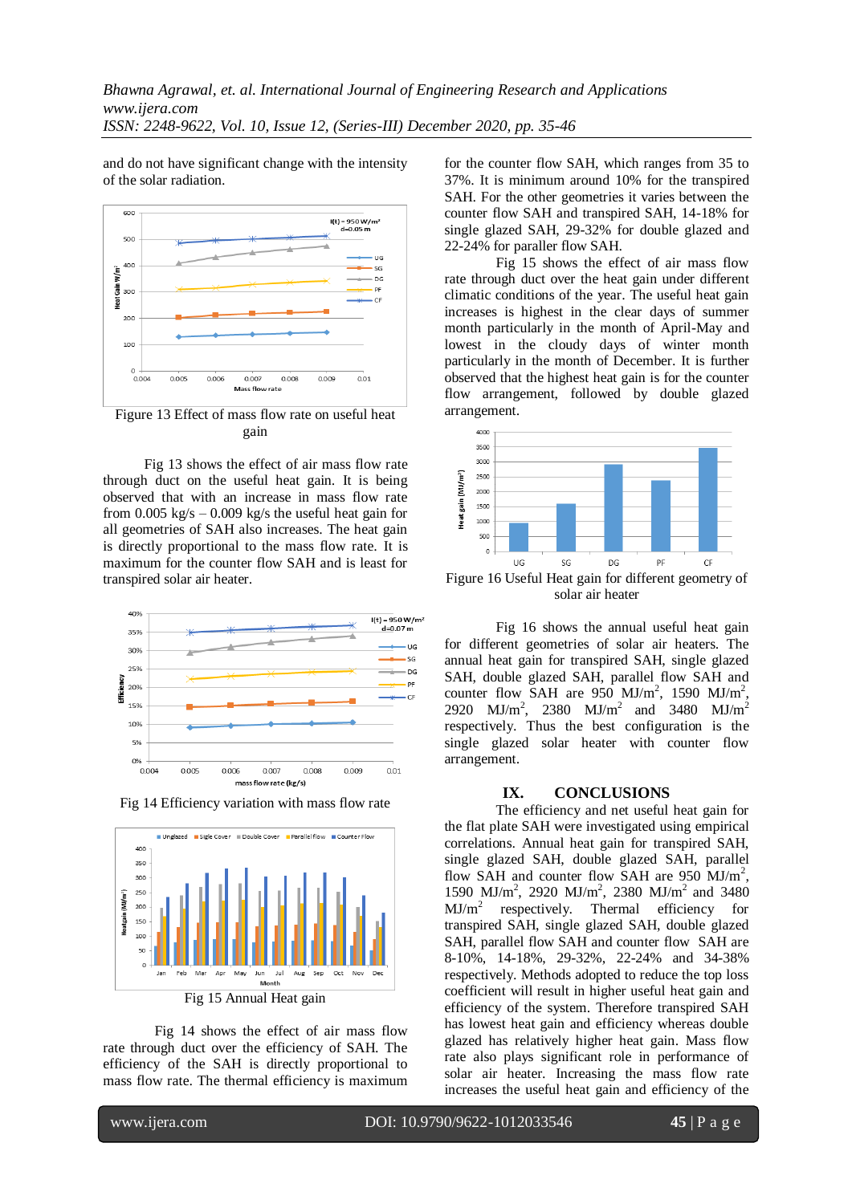and do not have significant change with the intensity of the solar radiation.

Figure 13 Effect of mass flow rate on useful heat gain

Fig 13 shows the effect of air mass flow rate through duct on the useful heat gain. It is being observed that with an increase in mass flow rate from 0.005 kg/s – 0.009 kg/s the useful heat gain for all geometries of SAH also increases. The heat gain is directly proportional to the mass flow rate. It is maximum for the counter flow SAH and is least for transpired solar air heater.

Fig 14 Efficiency variation with mass flow rate

Fig 15 Annual Heat gain

Fig 14 shows the effect of air mass flow rate through duct over the efficiency of SAH. The efficiency of the SAH is directly proportional to mass flow rate. The thermal efficiency is maximum for the counter flow SAH, which ranges from 35 to 37%. It is minimum around 10% for the transpired SAH. For the other geometries it varies between the counter flow SAH and transpired SAH, 14-18% for single glazed SAH, 29-32% for double glazed and 22-24% for paraller flow SAH.

Fig 15 shows the effect of air mass flow rate through duct over the heat gain under different climatic conditions of the year. The useful heat gain increases is highest in the clear days of summer month particularly in the month of April-May and lowest in the cloudy days of winter month particularly in the month of December. It is further observed that the highest heat gain is for the counter flow arrangement, followed by double glazed arrangement.

Figure 16 Useful Heat gain for different geometry of solar air heater

Fig 16 shows the annual useful heat gain for different geometries of solar air heaters. The annual heat gain for transpired SAH, single glazed SAH, double glazed SAH, parallel flow SAH and counter flow SAH are 950 MJ/m$^2$, 1590 MJ/m$^2$, 2920 MJ/m$^2$, 2380 MJ/m$^2$ and 3480 MJ/m$^2$ respectively. Thus the best configuration is the single glazed solar heater with counter flow arrangement.

## IX. CONCLUSIONS

The efficiency and net useful heat gain for the flat plate SAH were investigated using empirical correlations. Annual heat gain for transpired SAH, single glazed SAH, double glazed SAH, parallel flow SAH and counter flow SAH are 950 MJ/m$^2$, 1590 MJ/m$^2$, 2920 MJ/m$^2$, 2380 MJ/m$^2$ and 3480 MJ/m$^2$ respectively. Thermal efficiency for transpired SAH, single glazed SAH, double glazed SAH, parallel flow SAH and counter flow SAH are 8-10%, 14-18%, 29-32%, 22-24% and 34-38% respectively. Methods adopted to reduce the top loss coefficient will result in higher useful heat gain and efficiency of the system. Therefore transpired SAH has lowest heat gain and efficiency whereas double glazed has relatively higher heat gain. Mass flow rate also plays significant role in performance of solar air heater. Increasing the mass flow rate increases the useful heat gain and efficiency of the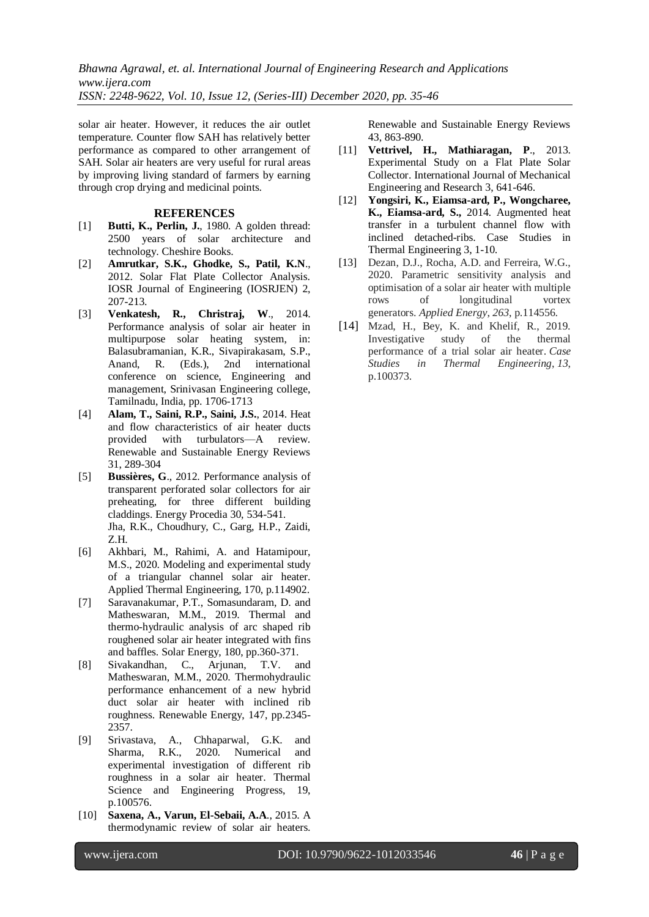solar air heater. However, it reduces the air outlet temperature. Counter flow SAH has relatively better performance as compared to other arrangement of SAH. Solar air heaters are very useful for rural areas by improving living standard of farmers by earning through crop drying and medicinal points.

## REFERENCES

[1] **Butti, K., Perlin, J.**, 1980. A golden thread: 2500 years of solar architecture and technology. Cheshire Books.

[2] **Amrutkar, S.K., Ghodke, S., Patil, K.N**., 2012. Solar Flat Plate Collector Analysis. IOSR Journal of Engineering (IOSRJEN) 2, 207-213.

[3] **Venkatesh, R., Christraj, W**., 2014. Performance analysis of solar air heater in multipurpose solar heating system, in: Balasubramanian, K.R., Sivapirakasam, S.P., Anand, R. (Eds.), 2nd international conference on science, Engineering and management, Srinivasan Engineering college, Tamilnadu, India, pp. 1706-1713

[4] **Alam, T., Saini, R.P., Saini, J.S.**, 2014. Heat and flow characteristics of air heater ducts provided with turbulators—A review. Renewable and Sustainable Energy Reviews 31, 289-304

[5] **Bussières, G**., 2012. Performance analysis of transparent perforated solar collectors for air preheating, for three different building claddings. Energy Procedia 30, 534-541. Jha, R.K., Choudhury, C., Garg, H.P., Zaidi, Z.H.

[6] Akhbari, M., Rahimi, A. and Hatamipour, M.S., 2020. Modeling and experimental study of a triangular channel solar air heater. Applied Thermal Engineering, 170, p.114902.

[7] Saravanakumar, P.T., Somasundaram, D. and Matheswaran, M.M., 2019. Thermal and thermo-hydraulic analysis of arc shaped rib roughened solar air heater integrated with fins and baffles. Solar Energy, 180, pp.360-371.

[8] Sivakandhan, C., Arjunan, T.V. and Matheswaran, M.M., 2020. Thermohydraulic performance enhancement of a new hybrid duct solar air heater with inclined rib roughness. Renewable Energy, 147, pp.2345-2357.

[9] Srivastava, A., Chhaparwal, G.K. and Sharma, R.K., 2020. Numerical and experimental investigation of different rib roughness in a solar air heater. Thermal Science and Engineering Progress, 19, p.100576.

[10] **Saxena, A., Varun, El-Sebaii, A.A**., 2015. A thermodynamic review of solar air heaters. Renewable and Sustainable Energy Reviews 43, 863-890.

[11] **Vettrivel, H., Mathiaragan, P**., 2013. Experimental Study on a Flat Plate Solar Collector. International Journal of Mechanical Engineering and Research 3, 641-646.

[12] **Yongsiri, K., Eiamsa-ard, P., Wongcharee, K., Eiamsa-ard, S.,** 2014. Augmented heat transfer in a turbulent channel flow with inclined detached-ribs. Case Studies in Thermal Engineering 3, 1-10.

[13] Dezan, D.J., Rocha, A.D. and Ferreira, W.G., 2020. Parametric sensitivity analysis and optimisation of a solar air heater with multiple rows of longitudinal vortex generators. *Applied Energy*, *263*, p.114556.

[14] Mzad, H., Bey, K. and Khelif, R., 2019. Investigative study of the thermal performance of a trial solar air heater. *Case Studies in Thermal Engineering*, *13*, p.100373.